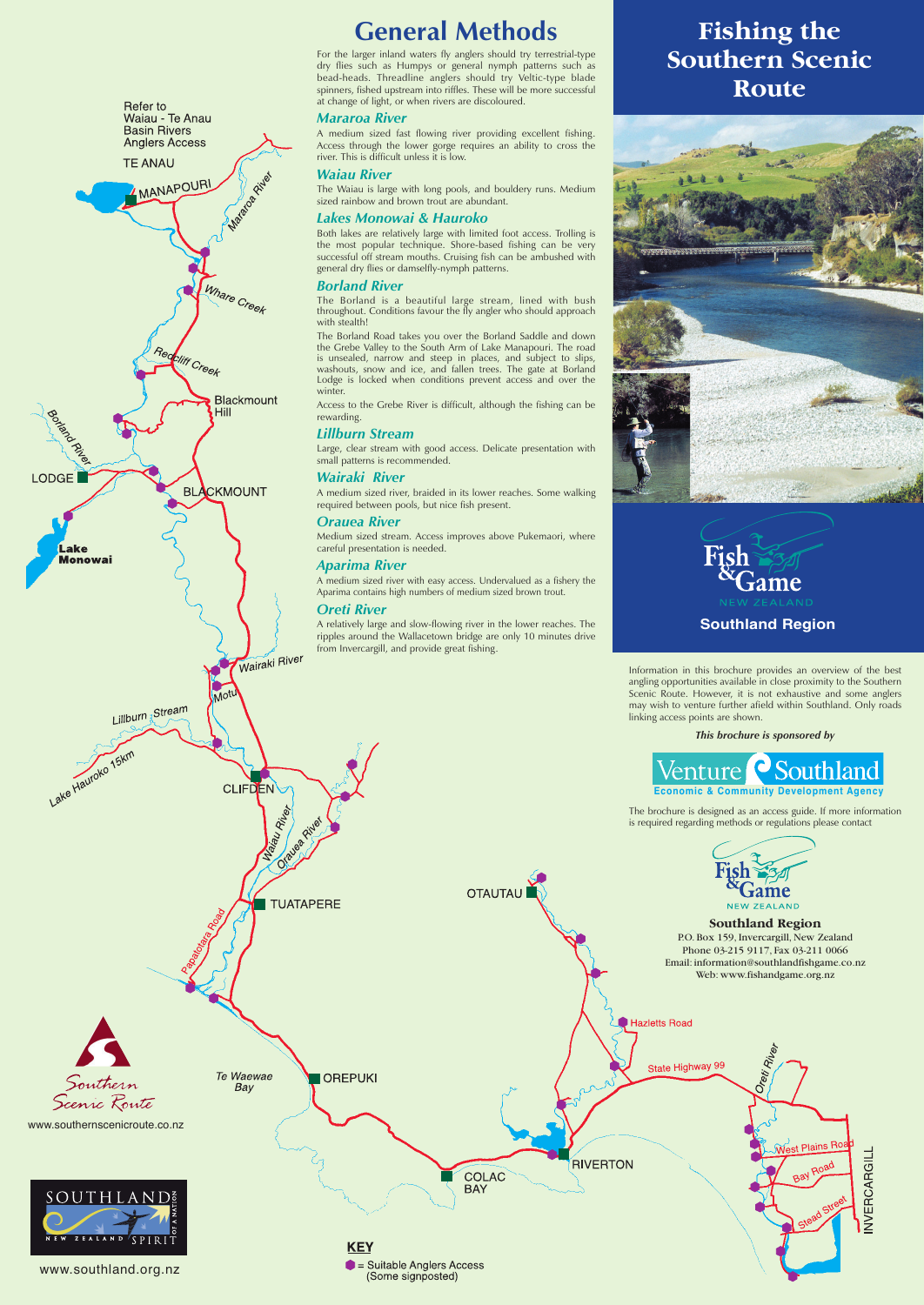# Fishing the Southern Scenic Route

## General Methods

For the larger inland waters fly anglers should try terrestrial-type dry flies such as Humpys or general nymph patterns such as bead-heads. Threadline anglers should try Veltic-type blade spinners, fished upstream into riffles. These will be more successful at change of light, or when rivers are discoloured.

### Mararoa River

A medium sized fast flowing river providing excellent fishing. Access through the lower gorge requires an ability to cross the river. This is difficult unless it is low.

### Waiau River

The Waiau is large with long pools, and bouldery runs. Medium sized rainbow and brown trout are abundant.

### Lakes Monowai & Hauroko

Both lakes are relatively large with limited foot access. Trolling is the most popular technique. Shore-based fishing can be very successful off stream mouths. Cruising fish can be ambushed with general dry flies or damselfly-nymph patterns.

### Borland River

The Borland is a beautiful large stream, lined with bush throughout. Conditions favour the fly angler who should approach with stealth!

The Borland Road takes you over the Borland Saddle and down the Grebe Valley to the South Arm of Lake Manapouri. The road is unsealed, narrow and steep in places, and subject to slips, washouts, snow and ice, and fallen trees. The gate at Borland Lodge is locked when conditions prevent access and over the winter.

Access to the Grebe River is difficult, although the fishing can be rewarding.

### Lillburn Stream

Large, clear stream with good access. Delicate presentation with small patterns is recommended.

### Wairaki River

A medium sized river, braided in its lower reaches. Some walking required between pools, but nice fish present.

### Orauea River

Medium sized stream. Access improves above Pukemaori, where careful presentation is needed.

### Aparima River

A medium sized river with easy access. Undervalued as a fishery the Aparima contains high numbers of medium sized brown trout.

### Oreti River

A relatively large and slow-flowing river in the lower reaches. The ripples around the Wallacetown bridge are only 10 minutes drive from Invercargill, and provide great fishing.

Refer to Waiau - Te Anau Basin Rivers Anglers Access

**KEY**

= Suitable Anglers Access (Some signposted)

Fish & Game New Zealand
**Southland Region**

Information in this brochure provides an overview of the best angling opportunities available in close proximity to the Southern Scenic Route. However, it is not exhaustive and some anglers may wish to venture further afield within Southland. Only roads linking access points are shown.

*This brochure is sponsored by*

Venture Southland
Economic & Community Development Agency

The brochure is designed as an access guide. If more information is required regarding methods or regulations please contact

Fish & Game New Zealand

**Southland Region**
P.O. Box 159, Invercargill, New Zealand
Phone 03-215 9117, Fax 03-211 0066
Email: information@southlandfishgame.co.nz
Web: www.fishandgame.org.nz

Southern Scenic Route
www.southernscenicroute.co.nz

Southland New Zealand Spirit of a Nation
www.southland.org.nz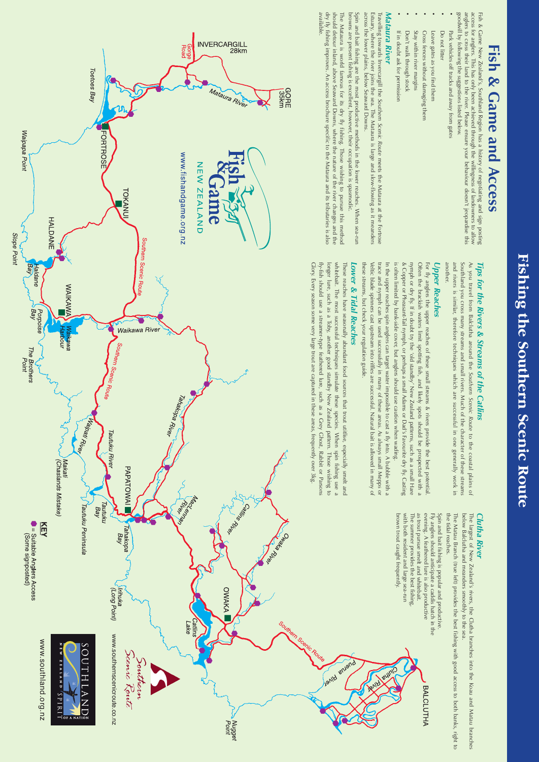# Fishing the Southern Scenic Route

## Fish & Game and Access

Fish & Game New Zealand's, Southland Region has a history of negotiating and sign posting access for anglers. This has only been achieved through the willingness of landowners to allow anglers to cross their land to the river. Please ensure your behaviour doesn't jeopardise this goodwill by following the suggestions listed below.

- Park vehicles off tracks and away from gates
- Do not litter
- Leave gates as you find them
- Cross fences without damaging them
- Stay within river margins
- Don't walk through stock
- If in doubt ask for permission

### Mataura River

Travelling towards Invercargill the Southern Scenic Route meets the Mataura at the Fortrose Estuary, where the river joins the sea. The Mataura is large and slow-flowing as it meanders across the lower plains, below Seaward Downs.

Spin and bait fishing are the most productive methods in the lower reaches. When sea-run browns are present fishing is excellent, however, their occupation is spasmodic.

The Mataura is world famous for its dry fly fishing. Those wishing to pursue this method should detour inland above Seaward Downs, where the nature of the river changes and the dry fly fishing improves. An access brochure specific to the Mataura and its tributaries is also available.

## Tips for the Rivers & Streams of the Catlins

As you travel from Balclutha around the Southern Scenic Route to the coastal plains of Southland you cross many streams and small rivers. Much of the character of these streams and rivers is similar, therefore techniques which are successful in one generally work in another.

### Upper Reaches

For fly anglers the upper reaches of these small streams & rivers provide the best potential. Often the brackish waters limit spotting fish, and likely spots should be prospected with a nymph or dry fly. If in doubt try the 'old standby' New Zealand patterns, such as a small Hare & Copper or Pheasant-Tail nymph, or perhaps a small Adams or Dad's Favourite dry fly. Casting is often limited by bank-side cover, but anglers should use caution when wading.

In the upper reaches spin anglers can target water impossible to cast a fly into. A bubble with a trace and nymph can be used successfully in many of these areas. As always small Mepps or Veltic blade spinners cast upstream into riffles are successful. Natural bait is allowed in many of these streams, but check your regulation guide.

### Lower & Tidal Reaches

These reaches have seasonally abundant food sources that trout utilise, especially smelt and whitebait. The most successful techniques simulate these species. When spin fishing use a longer lure, such as a Toby, another good standby New Zealand pattern. Those wishing to fly-fish should use a streamer-type feathered lure, such as a Grey Ghost, Rabbit or Parsons Glory. Every season some very large trout are captured in these areas, frequently over 3kg.

## Clutha River

The largest of New Zealand's rivers, the Clutha branches into the Koau and Matau branches below Balclutha and meanders smoothly to the sea.

The Matau Branch (true left) provides the best fishing with good access to both banks, right to the tidal reaches.

Spin and bait fishing is popular and productive. Fly anglers should anticipate a caddis hatch in the evening. A feathered lure is also productive as trout pursue smelt and whitebait.

The summer provides the best fishing, with both resident and large sea-run brown trout caught frequently.

INVERCARGILL 28km
Gorge Road
GORE 35km
Mataura River
Toetoes Bay
FORTROSE
TOKANUI
HALDANE
Waipapa Point
Slope Point
Haldane Bay
Porpoise Bay
WAIKAWA
Waikawa Harbour
The Brothers Point
Waikawa River
Southern Scenic Route
Tahakopa River
Waipati River
Tautuku River
Makati (Chaslands Mistake)
PAPATOWAI
Tautuku Bay
Tautuku Peninsula
Tahakopa Bay
McLennan River
Catlins River
Owaka River
OWAKA
Catlins Lake
Irihuka (Long Point)
Puerua River
Clutha River
BALCLUTHA
Nugget Point

Fish & Game NEW ZEALAND
www.fishandgame.org.nz

**KEY**
● = Suitable Anglers Access (Some signposted)

Southern Scenic Route
www.southernscenicroute.co.nz

SOUTHLAND NEW ZEALAND SPIRIT OF A NATION
www.southland.org.nz